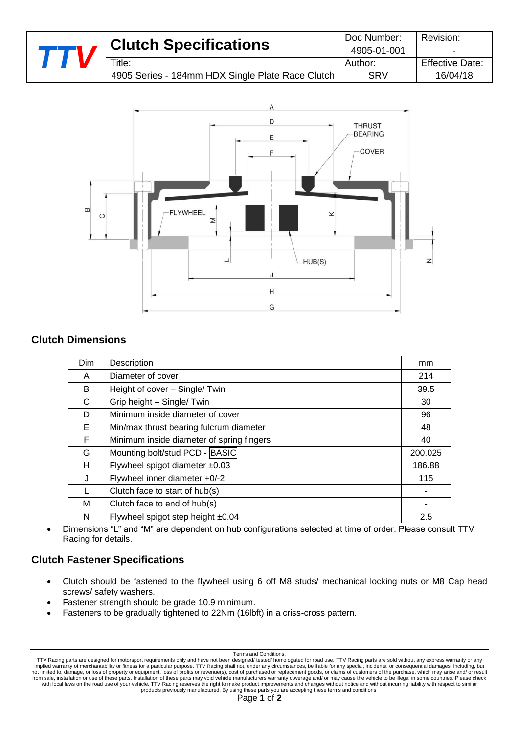| TTV | Clutch Specifications | Doc Number: 4905-01-001 | Revision: - |
| --- | --- | --- | --- |
| | Title: 4905 Series - 184mm HDX Single Plate Race Clutch | Author: SRV | Effective Date: 16/04/18 |

## Clutch Dimensions

| Dim | Description | mm |
| --- | --- | --- |
| A | Diameter of cover | 214 |
| B | Height of cover – Single/ Twin | 39.5 |
| C | Grip height – Single/ Twin | 30 |
| D | Minimum inside diameter of cover | 96 |
| E | Min/max thrust bearing fulcrum diameter | 48 |
| F | Minimum inside diameter of spring fingers | 40 |
| G | Mounting bolt/stud PCD - BASIC | 200.025 |
| H | Flywheel spigot diameter ±0.03 | 186.88 |
| J | Flywheel inner diameter +0/-2 | 115 |
| L | Clutch face to start of hub(s) | - |
| M | Clutch face to end of hub(s) | - |
| N | Flywheel spigot step height ±0.04 | 2.5 |

- Dimensions "L" and "M" are dependent on hub configurations selected at time of order. Please consult TTV Racing for details.

## Clutch Fastener Specifications

- Clutch should be fastened to the flywheel using 6 off M8 studs/ mechanical locking nuts or M8 Cap head screws/ safety washers.
- Fastener strength should be grade 10.9 minimum.
- Fasteners to be gradually tightened to 22Nm (16lbft) in a criss-cross pattern.

Terms and Conditions.
TTV Racing parts are designed for motorsport requirements only and have not been designed/ tested/ homologated for road use. TTV Racing parts are sold without any express warranty or any implied warranty of merchantability or fitness for a particular purpose. TTV Racing shall not, under any circumstances, be liable for any special, incidental or consequential damages, including, but not limited to, damage, or loss of property or equipment, loss of profits or revenue(s), cost of purchased or replacement goods, or claims of customers of the purchase, which may arise and/ or result from sale, installation or use of these parts. Installation of these parts may void vehicle manufacturers warranty coverage and/ or may cause the vehicle to be illegal in some countries. Please check with local laws on the road use of your vehicle. TTV Racing reserves the right to make product improvements and changes without notice and without incurring liability with respect to similar products previously manufactured. By using these parts you are accepting these terms and conditions.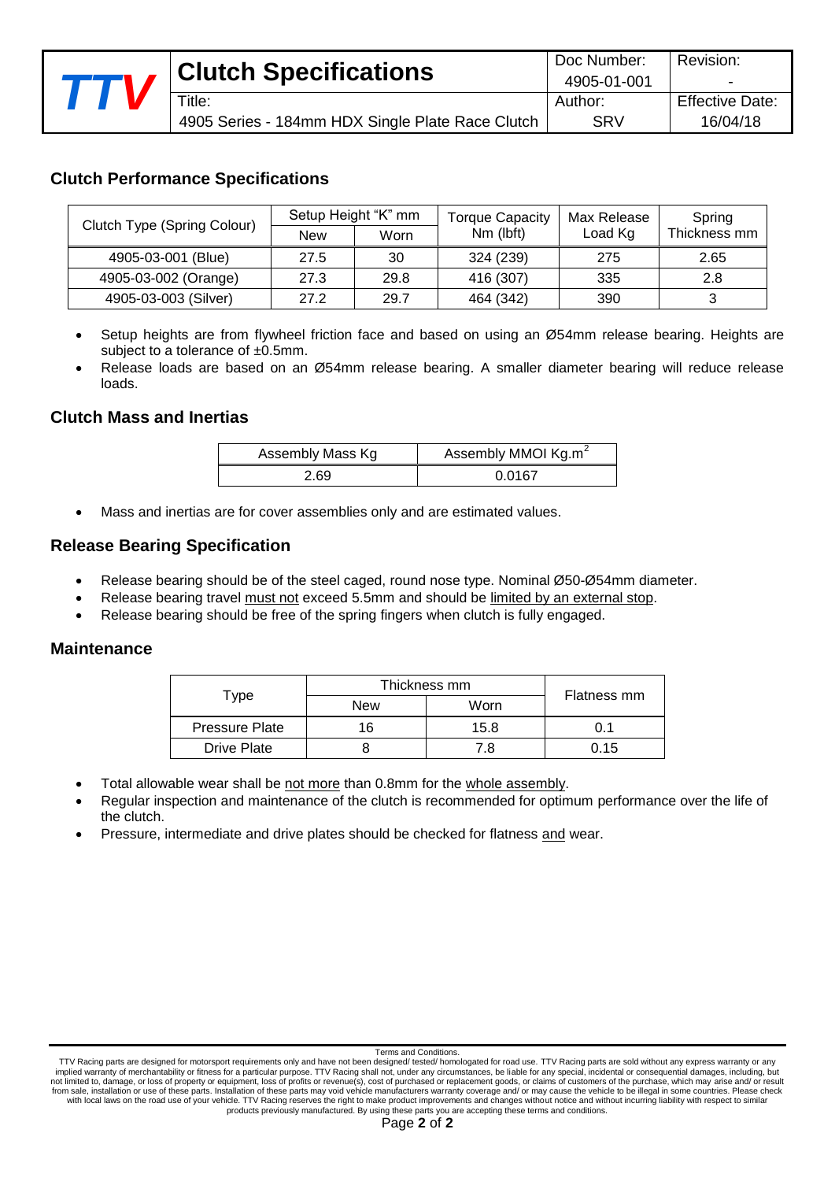| TTV | Clutch Specifications | Doc Number: 4905-01-001 | Revision: - |
|---|---|---|---|
| | Title: 4905 Series - 184mm HDX Single Plate Race Clutch | Author: SRV | Effective Date: 16/04/18 |

## Clutch Performance Specifications

| Clutch Type (Spring Colour) | Setup Height "K" mm | | Torque Capacity Nm (lbft) | Max Release Load Kg | Spring Thickness mm |
|---|---|---|---|---|---|
| | New | Worn | | | |
| 4905-03-001 (Blue) | 27.5 | 30 | 324 (239) | 275 | 2.65 |
| 4905-03-002 (Orange) | 27.3 | 29.8 | 416 (307) | 335 | 2.8 |
| 4905-03-003 (Silver) | 27.2 | 29.7 | 464 (342) | 390 | 3 |

- Setup heights are from flywheel friction face and based on using an Ø54mm release bearing. Heights are subject to a tolerance of ±0.5mm.
- Release loads are based on an Ø54mm release bearing. A smaller diameter bearing will reduce release loads.

## Clutch Mass and Inertias

| Assembly Mass Kg | Assembly MMOI Kg.m$^2$ |
|---|---|
| 2.69 | 0.0167 |

- Mass and inertias are for cover assemblies only and are estimated values.

## Release Bearing Specification

- Release bearing should be of the steel caged, round nose type. Nominal Ø50-Ø54mm diameter.
- Release bearing travel must not exceed 5.5mm and should be limited by an external stop.
- Release bearing should be free of the spring fingers when clutch is fully engaged.

## Maintenance

| Type | Thickness mm | | Flatness mm |
|---|---|---|---|
| | New | Worn | |
| Pressure Plate | 16 | 15.8 | 0.1 |
| Drive Plate | 8 | 7.8 | 0.15 |

- Total allowable wear shall be not more than 0.8mm for the whole assembly.
- Regular inspection and maintenance of the clutch is recommended for optimum performance over the life of the clutch.
- Pressure, intermediate and drive plates should be checked for flatness and wear.

Terms and Conditions.

TTV Racing parts are designed for motorsport requirements only and have not been designed/ tested/ homologated for road use. TTV Racing parts are sold without any express warranty or any implied warranty of merchantability or fitness for a particular purpose. TTV Racing shall not, under any circumstances, be liable for any special, incidental or consequential damages, including, but not limited to, damage, or loss of property or equipment, loss of profits or revenue(s), cost of purchased or replacement goods, or claims of customers of the purchase, which may arise and/ or result from sale, installation or use of these parts. Installation of these parts may void vehicle manufacturers warranty coverage and/ or may cause the vehicle to be illegal in some countries. Please check with local laws on the road use of your vehicle. TTV Racing reserves the right to make product improvements and changes without notice and without incurring liability with respect to similar products previously manufactured. By using these parts you are accepting these terms and conditions.